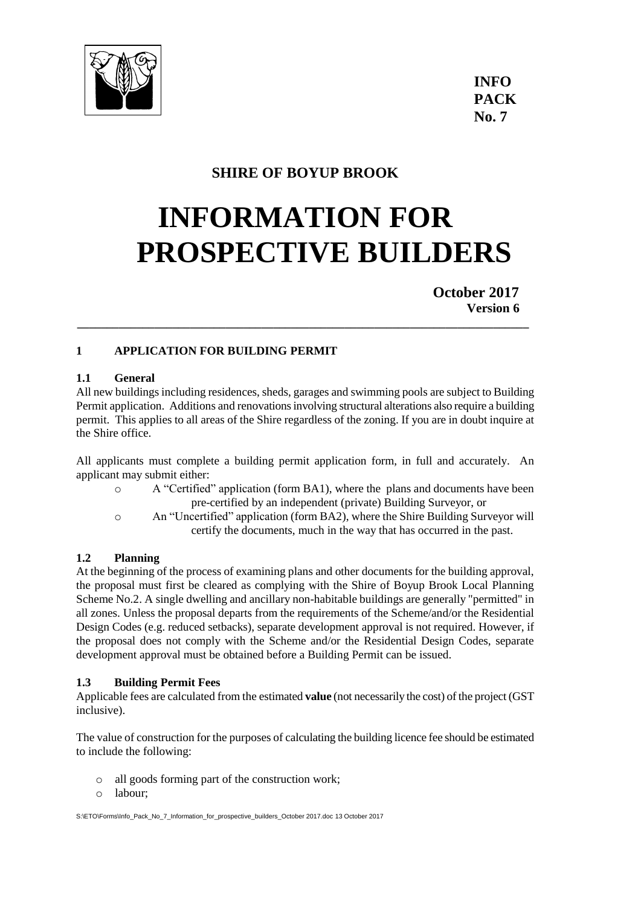**INFO PACK No. 7**

**SHIRE OF BOYUP BROOK**

# INFORMATION FOR PROSPECTIVE BUILDERS

**October 2017**
**Version 6**

---

## 1 APPLICATION FOR BUILDING PERMIT

### 1.1 General

All new buildings including residences, sheds, garages and swimming pools are subject to Building Permit application. Additions and renovations involving structural alterations also require a building permit. This applies to all areas of the Shire regardless of the zoning. If you are in doubt inquire at the Shire office.

All applicants must complete a building permit application form, in full and accurately. An applicant may submit either:

- A "Certified" application (form BA1), where the plans and documents have been pre-certified by an independent (private) Building Surveyor, or
- An "Uncertified" application (form BA2), where the Shire Building Surveyor will certify the documents, much in the way that has occurred in the past.

### 1.2 Planning

At the beginning of the process of examining plans and other documents for the building approval, the proposal must first be cleared as complying with the Shire of Boyup Brook Local Planning Scheme No.2. A single dwelling and ancillary non-habitable buildings are generally "permitted" in all zones. Unless the proposal departs from the requirements of the Scheme/and/or the Residential Design Codes (e.g. reduced setbacks), separate development approval is not required. However, if the proposal does not comply with the Scheme and/or the Residential Design Codes, separate development approval must be obtained before a Building Permit can be issued.

### 1.3 Building Permit Fees

Applicable fees are calculated from the estimated **value** (not necessarily the cost) of the project (GST inclusive).

The value of construction for the purposes of calculating the building licence fee should be estimated to include the following:

- all goods forming part of the construction work;
- labour;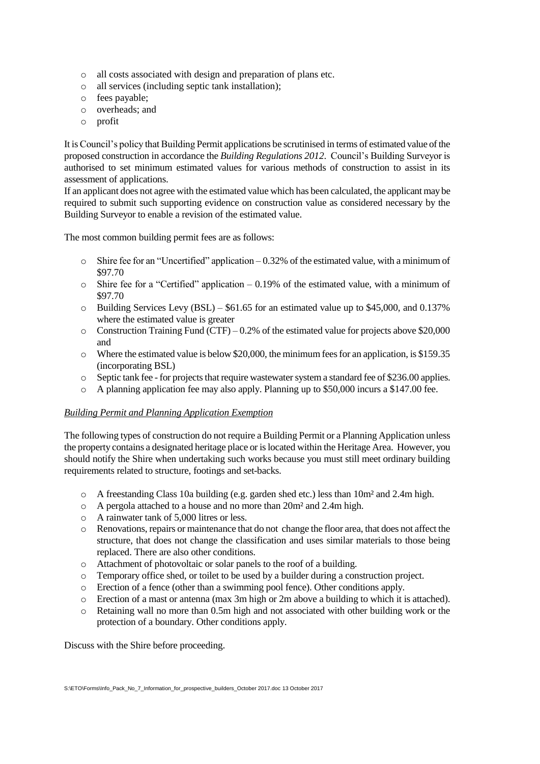- all costs associated with design and preparation of plans etc.
- all services (including septic tank installation);
- fees payable;
- overheads; and
- profit

It is Council's policy that Building Permit applications be scrutinised in terms of estimated value of the proposed construction in accordance the *Building Regulations 2012*. Council's Building Surveyor is authorised to set minimum estimated values for various methods of construction to assist in its assessment of applications.

If an applicant does not agree with the estimated value which has been calculated, the applicant may be required to submit such supporting evidence on construction value as considered necessary by the Building Surveyor to enable a revision of the estimated value.

The most common building permit fees are as follows:

- Shire fee for an "Uncertified" application – 0.32% of the estimated value, with a minimum of \$97.70
- Shire fee for a "Certified" application – 0.19% of the estimated value, with a minimum of \$97.70
- Building Services Levy (BSL) – \$61.65 for an estimated value up to \$45,000, and 0.137% where the estimated value is greater
- Construction Training Fund (CTF) – 0.2% of the estimated value for projects above \$20,000 and
- Where the estimated value is below \$20,000, the minimum fees for an application, is \$159.35 (incorporating BSL)
- Septic tank fee - for projects that require wastewater system a standard fee of \$236.00 applies.
- A planning application fee may also apply. Planning up to \$50,000 incurs a \$147.00 fee.

*Building Permit and Planning Application Exemption*

The following types of construction do not require a Building Permit or a Planning Application unless the property contains a designated heritage place or is located within the Heritage Area. However, you should notify the Shire when undertaking such works because you must still meet ordinary building requirements related to structure, footings and set-backs.

- A freestanding Class 10a building (e.g. garden shed etc.) less than 10m² and 2.4m high.
- A pergola attached to a house and no more than 20m² and 2.4m high.
- A rainwater tank of 5,000 litres or less.
- Renovations, repairs or maintenance that do not change the floor area, that does not affect the structure, that does not change the classification and uses similar materials to those being replaced. There are also other conditions.
- Attachment of photovoltaic or solar panels to the roof of a building.
- Temporary office shed, or toilet to be used by a builder during a construction project.
- Erection of a fence (other than a swimming pool fence). Other conditions apply.
- Erection of a mast or antenna (max 3m high or 2m above a building to which it is attached).
- Retaining wall no more than 0.5m high and not associated with other building work or the protection of a boundary. Other conditions apply.

Discuss with the Shire before proceeding.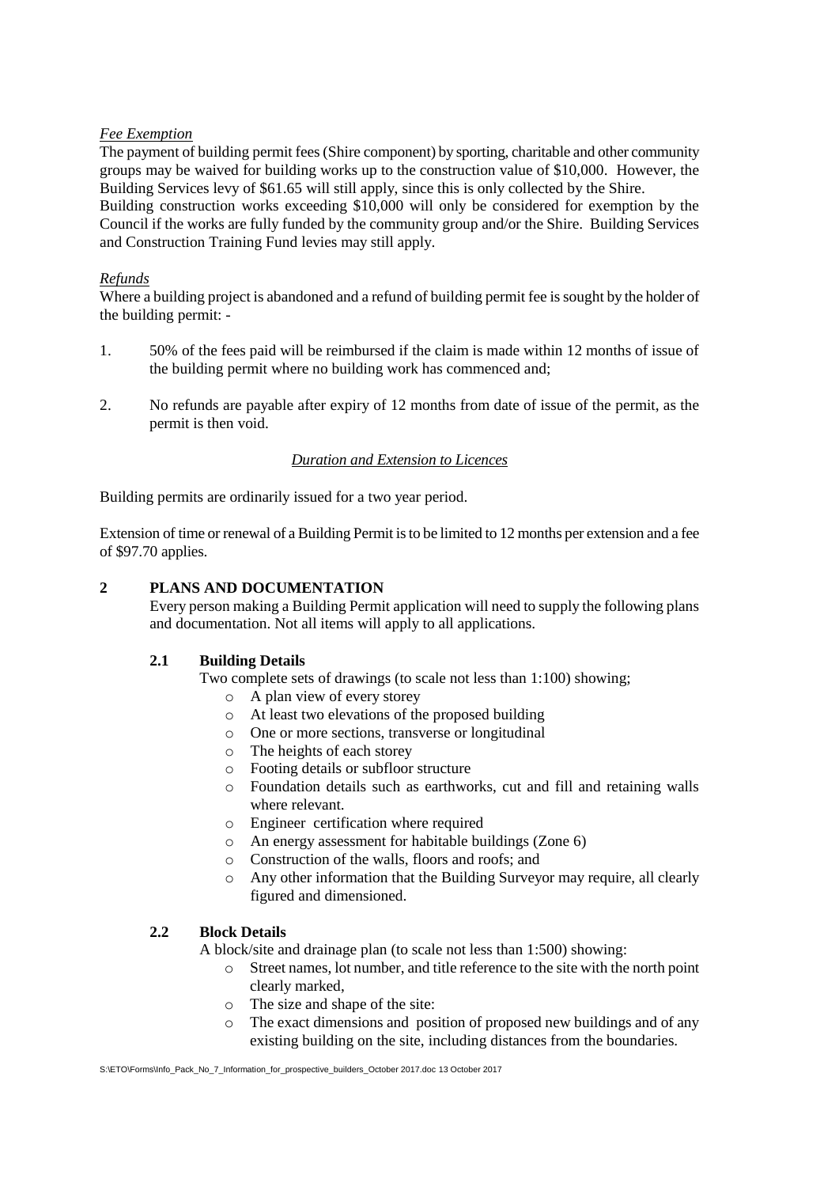*Fee Exemption*

The payment of building permit fees (Shire component) by sporting, charitable and other community groups may be waived for building works up to the construction value of $10,000. However, the Building Services levy of $61.65 will still apply, since this is only collected by the Shire.

Building construction works exceeding $10,000 will only be considered for exemption by the Council if the works are fully funded by the community group and/or the Shire. Building Services and Construction Training Fund levies may still apply.

*Refunds*

Where a building project is abandoned and a refund of building permit fee is sought by the holder of the building permit: -

1. 50% of the fees paid will be reimbursed if the claim is made within 12 months of issue of the building permit where no building work has commenced and;

2. No refunds are payable after expiry of 12 months from date of issue of the permit, as the permit is then void.

*Duration and Extension to Licences*

Building permits are ordinarily issued for a two year period.

Extension of time or renewal of a Building Permit is to be limited to 12 months per extension and a fee of $97.70 applies.

## 2 PLANS AND DOCUMENTATION

Every person making a Building Permit application will need to supply the following plans and documentation. Not all items will apply to all applications.

### 2.1 Building Details

Two complete sets of drawings (to scale not less than 1:100) showing;

- A plan view of every storey
- At least two elevations of the proposed building
- One or more sections, transverse or longitudinal
- The heights of each storey
- Footing details or subfloor structure
- Foundation details such as earthworks, cut and fill and retaining walls where relevant.
- Engineer certification where required
- An energy assessment for habitable buildings (Zone 6)
- Construction of the walls, floors and roofs; and
- Any other information that the Building Surveyor may require, all clearly figured and dimensioned.

### 2.2 Block Details

A block/site and drainage plan (to scale not less than 1:500) showing:

- Street names, lot number, and title reference to the site with the north point clearly marked,
- The size and shape of the site:
- The exact dimensions and position of proposed new buildings and of any existing building on the site, including distances from the boundaries.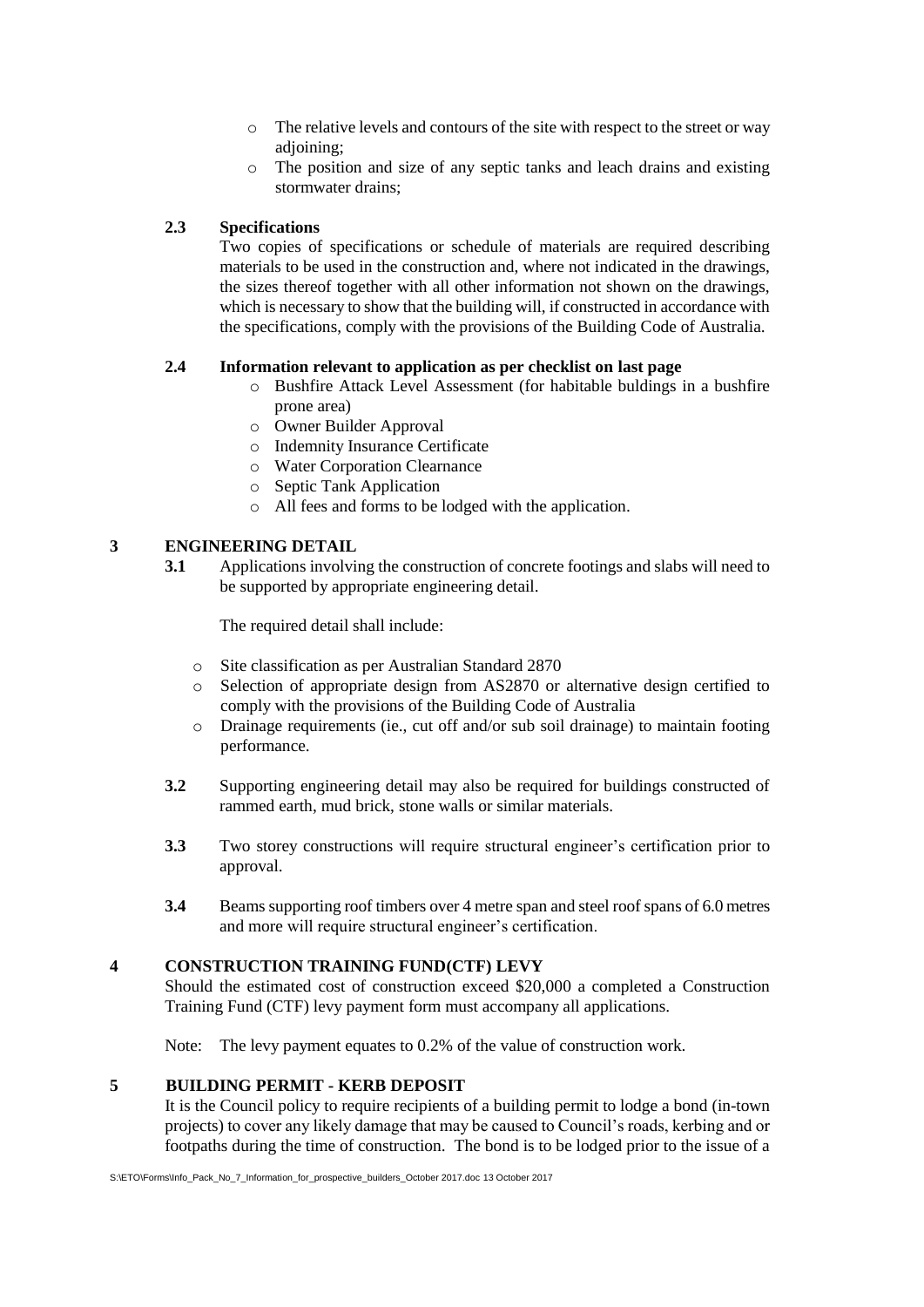- The relative levels and contours of the site with respect to the street or way adjoining;
- The position and size of any septic tanks and leach drains and existing stormwater drains;

### 2.3 Specifications

Two copies of specifications or schedule of materials are required describing materials to be used in the construction and, where not indicated in the drawings, the sizes thereof together with all other information not shown on the drawings, which is necessary to show that the building will, if constructed in accordance with the specifications, comply with the provisions of the Building Code of Australia.

### 2.4 Information relevant to application as per checklist on last page

- Bushfire Attack Level Assessment (for habitable buildings in a bushfire prone area)
- Owner Builder Approval
- Indemnity Insurance Certificate
- Water Corporation Clearnance
- Septic Tank Application
- All fees and forms to be lodged with the application.

## 3 ENGINEERING DETAIL

**3.1** Applications involving the construction of concrete footings and slabs will need to be supported by appropriate engineering detail.

The required detail shall include:

- Site classification as per Australian Standard 2870
- Selection of appropriate design from AS2870 or alternative design certified to comply with the provisions of the Building Code of Australia
- Drainage requirements (ie., cut off and/or sub soil drainage) to maintain footing performance.

**3.2** Supporting engineering detail may also be required for buildings constructed of rammed earth, mud brick, stone walls or similar materials.

**3.3** Two storey constructions will require structural engineer's certification prior to approval.

**3.4** Beams supporting roof timbers over 4 metre span and steel roof spans of 6.0 metres and more will require structural engineer's certification.

## 4 CONSTRUCTION TRAINING FUND(CTF) LEVY

Should the estimated cost of construction exceed $20,000 a completed a Construction Training Fund (CTF) levy payment form must accompany all applications.

Note: The levy payment equates to 0.2% of the value of construction work.

## 5 BUILDING PERMIT - KERB DEPOSIT

It is the Council policy to require recipients of a building permit to lodge a bond (in-town projects) to cover any likely damage that may be caused to Council's roads, kerbing and or footpaths during the time of construction. The bond is to be lodged prior to the issue of a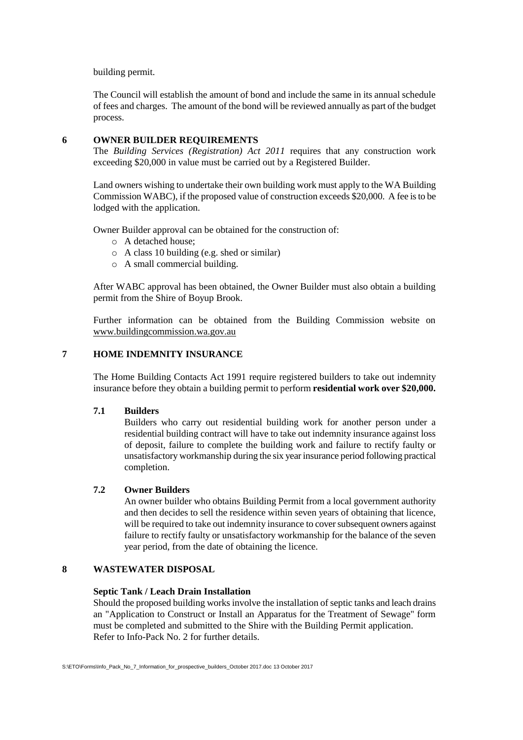building permit.

The Council will establish the amount of bond and include the same in its annual schedule of fees and charges. The amount of the bond will be reviewed annually as part of the budget process.

## 6 OWNER BUILDER REQUIREMENTS

The *Building Services (Registration) Act 2011* requires that any construction work exceeding $20,000 in value must be carried out by a Registered Builder.

Land owners wishing to undertake their own building work must apply to the WA Building Commission WABC), if the proposed value of construction exceeds $20,000. A fee is to be lodged with the application.

Owner Builder approval can be obtained for the construction of:

- A detached house;
- A class 10 building (e.g. shed or similar)
- A small commercial building.

After WABC approval has been obtained, the Owner Builder must also obtain a building permit from the Shire of Boyup Brook.

Further information can be obtained from the Building Commission website on www.buildingcommission.wa.gov.au

## 7 HOME INDEMNITY INSURANCE

The Home Building Contacts Act 1991 require registered builders to take out indemnity insurance before they obtain a building permit to perform **residential work over $20,000.**

### 7.1 Builders

Builders who carry out residential building work for another person under a residential building contract will have to take out indemnity insurance against loss of deposit, failure to complete the building work and failure to rectify faulty or unsatisfactory workmanship during the six year insurance period following practical completion.

### 7.2 Owner Builders

An owner builder who obtains Building Permit from a local government authority and then decides to sell the residence within seven years of obtaining that licence, will be required to take out indemnity insurance to cover subsequent owners against failure to rectify faulty or unsatisfactory workmanship for the balance of the seven year period, from the date of obtaining the licence.

## 8 WASTEWATER DISPOSAL

**Septic Tank / Leach Drain Installation**

Should the proposed building works involve the installation of septic tanks and leach drains an "Application to Construct or Install an Apparatus for the Treatment of Sewage" form must be completed and submitted to the Shire with the Building Permit application.
Refer to Info-Pack No. 2 for further details.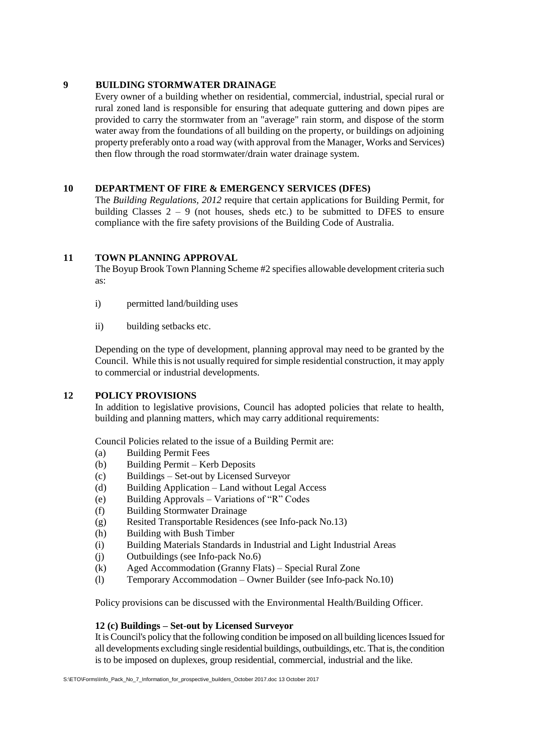## 9 BUILDING STORMWATER DRAINAGE

Every owner of a building whether on residential, commercial, industrial, special rural or rural zoned land is responsible for ensuring that adequate guttering and down pipes are provided to carry the stormwater from an "average" rain storm, and dispose of the storm water away from the foundations of all building on the property, or buildings on adjoining property preferably onto a road way (with approval from the Manager, Works and Services) then flow through the road stormwater/drain water drainage system.

## 10 DEPARTMENT OF FIRE & EMERGENCY SERVICES (DFES)

The *Building Regulations, 2012* require that certain applications for Building Permit, for building Classes 2 – 9 (not houses, sheds etc.) to be submitted to DFES to ensure compliance with the fire safety provisions of the Building Code of Australia.

## 11 TOWN PLANNING APPROVAL

The Boyup Brook Town Planning Scheme #2 specifies allowable development criteria such as:

i) permitted land/building uses

ii) building setbacks etc.

Depending on the type of development, planning approval may need to be granted by the Council. While this is not usually required for simple residential construction, it may apply to commercial or industrial developments.

## 12 POLICY PROVISIONS

In addition to legislative provisions, Council has adopted policies that relate to health, building and planning matters, which may carry additional requirements:

Council Policies related to the issue of a Building Permit are:

(a) Building Permit Fees
(b) Building Permit – Kerb Deposits
(c) Buildings – Set-out by Licensed Surveyor
(d) Building Application – Land without Legal Access
(e) Building Approvals – Variations of "R" Codes
(f) Building Stormwater Drainage
(g) Resited Transportable Residences (see Info-pack No.13)
(h) Building with Bush Timber
(i) Building Materials Standards in Industrial and Light Industrial Areas
(j) Outbuildings (see Info-pack No.6)
(k) Aged Accommodation (Granny Flats) – Special Rural Zone
(l) Temporary Accommodation – Owner Builder (see Info-pack No.10)

Policy provisions can be discussed with the Environmental Health/Building Officer.

### 12 (c) Buildings – Set-out by Licensed Surveyor

It is Council's policy that the following condition be imposed on all building licences Issued for all developments excluding single residential buildings, outbuildings, etc. That is, the condition is to be imposed on duplexes, group residential, commercial, industrial and the like.

S:\ETO\Forms\Info_Pack_No_7_Information_for_prospective_builders_October 2017.doc 13 October 2017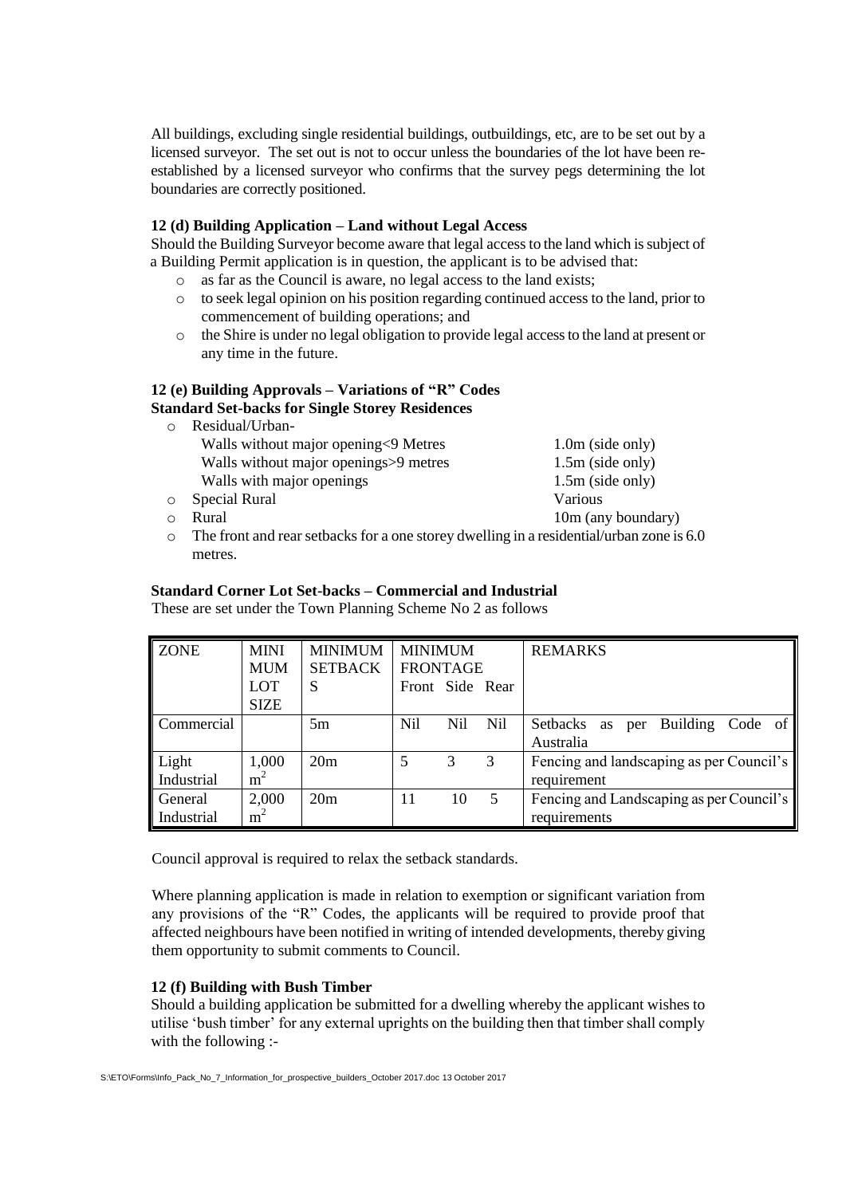All buildings, excluding single residential buildings, outbuildings, etc, are to be set out by a licensed surveyor. The set out is not to occur unless the boundaries of the lot have been re-established by a licensed surveyor who confirms that the survey pegs determining the lot boundaries are correctly positioned.

**12 (d) Building Application – Land without Legal Access**

Should the Building Surveyor become aware that legal access to the land which is subject of a Building Permit application is in question, the applicant is to be advised that:

- as far as the Council is aware, no legal access to the land exists;
- to seek legal opinion on his position regarding continued access to the land, prior to commencement of building operations; and
- the Shire is under no legal obligation to provide legal access to the land at present or any time in the future.

**12 (e) Building Approvals – Variations of "R" Codes**

**Standard Set-backs for Single Storey Residences**

- Residual/Urban-
  - Walls without major opening<9 Metres — 1.0m (side only)
  - Walls without major openings>9 metres — 1.5m (side only)
  - Walls with major openings — 1.5m (side only)
- Special Rural — Various
- Rural — 10m (any boundary)
- The front and rear setbacks for a one storey dwelling in a residential/urban zone is 6.0 metres.

**Standard Corner Lot Set-backs – Commercial and Industrial**

These are set under the Town Planning Scheme No 2 as follows

| ZONE | MINIMUM LOT SIZE | MINIMUM SETBACKS | MINIMUM FRONTAGE Front | Side | Rear | REMARKS |
|---|---|---|---|---|---|---|
| Commercial | | 5m | Nil | Nil | Nil | Setbacks as per Building Code of Australia |
| Light Industrial | 1,000 $m^2$ | 20m | 5 | 3 | 3 | Fencing and landscaping as per Council's requirement |
| General Industrial | 2,000 $m^2$ | 20m | 11 | 10 | 5 | Fencing and Landscaping as per Council's requirements |

Council approval is required to relax the setback standards.

Where planning application is made in relation to exemption or significant variation from any provisions of the "R" Codes, the applicants will be required to provide proof that affected neighbours have been notified in writing of intended developments, thereby giving them opportunity to submit comments to Council.

**12 (f) Building with Bush Timber**

Should a building application be submitted for a dwelling whereby the applicant wishes to utilise 'bush timber' for any external uprights on the building then that timber shall comply with the following :-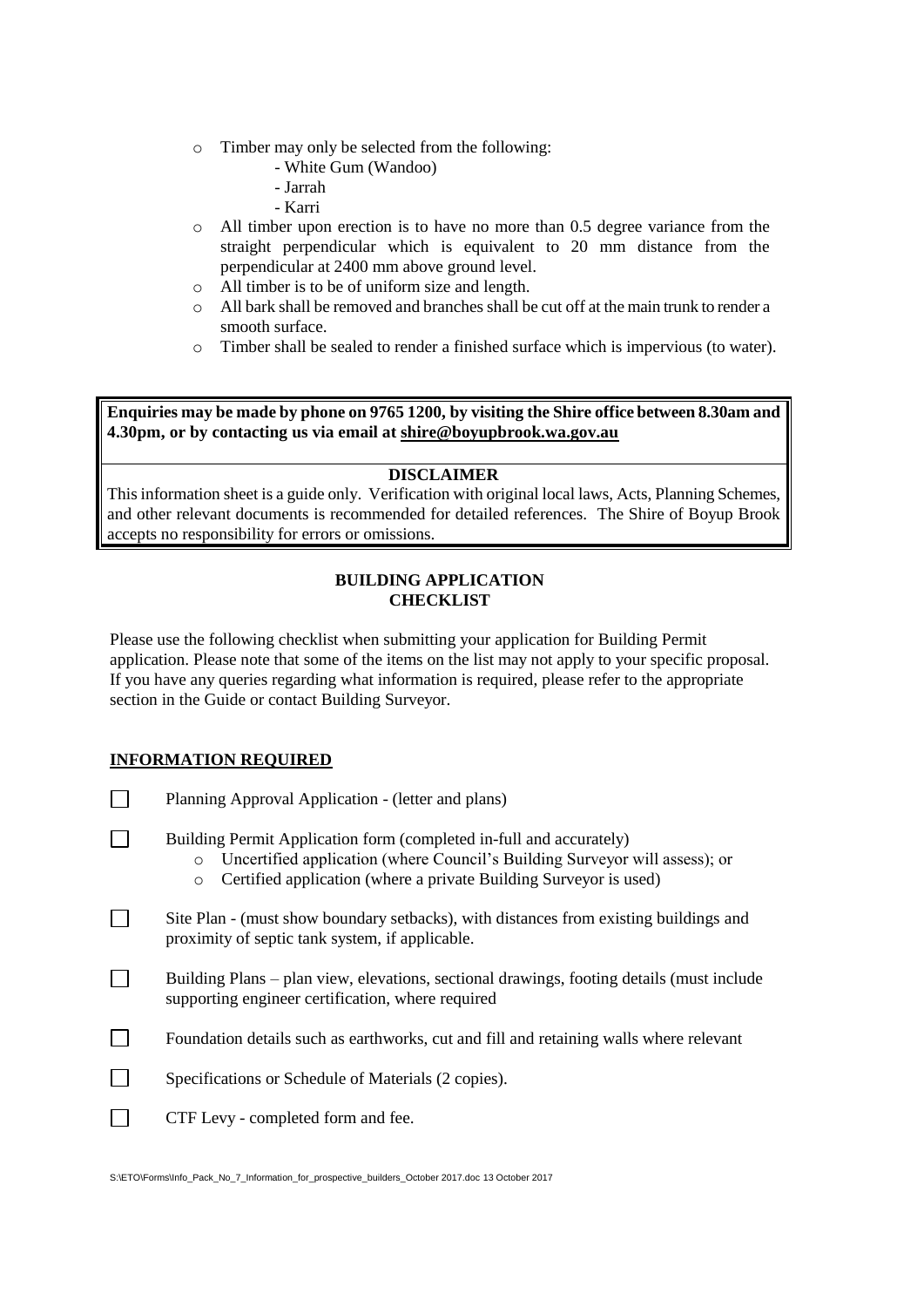- Timber may only be selected from the following:
  - White Gum (Wandoo)
  - Jarrah
  - Karri
- All timber upon erection is to have no more than 0.5 degree variance from the straight perpendicular which is equivalent to 20 mm distance from the perpendicular at 2400 mm above ground level.
- All timber is to be of uniform size and length.
- All bark shall be removed and branches shall be cut off at the main trunk to render a smooth surface.
- Timber shall be sealed to render a finished surface which is impervious (to water).

**Enquiries may be made by phone on 9765 1200, by visiting the Shire office between 8.30am and 4.30pm, or by contacting us via email at shire@boyupbrook.wa.gov.au**

**DISCLAIMER**

This information sheet is a guide only. Verification with original local laws, Acts, Planning Schemes, and other relevant documents is recommended for detailed references. The Shire of Boyup Brook accepts no responsibility for errors or omissions.

## BUILDING APPLICATION CHECKLIST

Please use the following checklist when submitting your application for Building Permit application. Please note that some of the items on the list may not apply to your specific proposal. If you have any queries regarding what information is required, please refer to the appropriate section in the Guide or contact Building Surveyor.

### INFORMATION REQUIRED

- [ ] Planning Approval Application - (letter and plans)
- [ ] Building Permit Application form (completed in-full and accurately)
  - Uncertified application (where Council's Building Surveyor will assess); or
  - Certified application (where a private Building Surveyor is used)
- [ ] Site Plan - (must show boundary setbacks), with distances from existing buildings and proximity of septic tank system, if applicable.
- [ ] Building Plans – plan view, elevations, sectional drawings, footing details (must include supporting engineer certification, where required
- [ ] Foundation details such as earthworks, cut and fill and retaining walls where relevant
- [ ] Specifications or Schedule of Materials (2 copies).
- [ ] CTF Levy - completed form and fee.

S:\ETO\Forms\Info_Pack_No_7_Information_for_prospective_builders_October 2017.doc 13 October 2017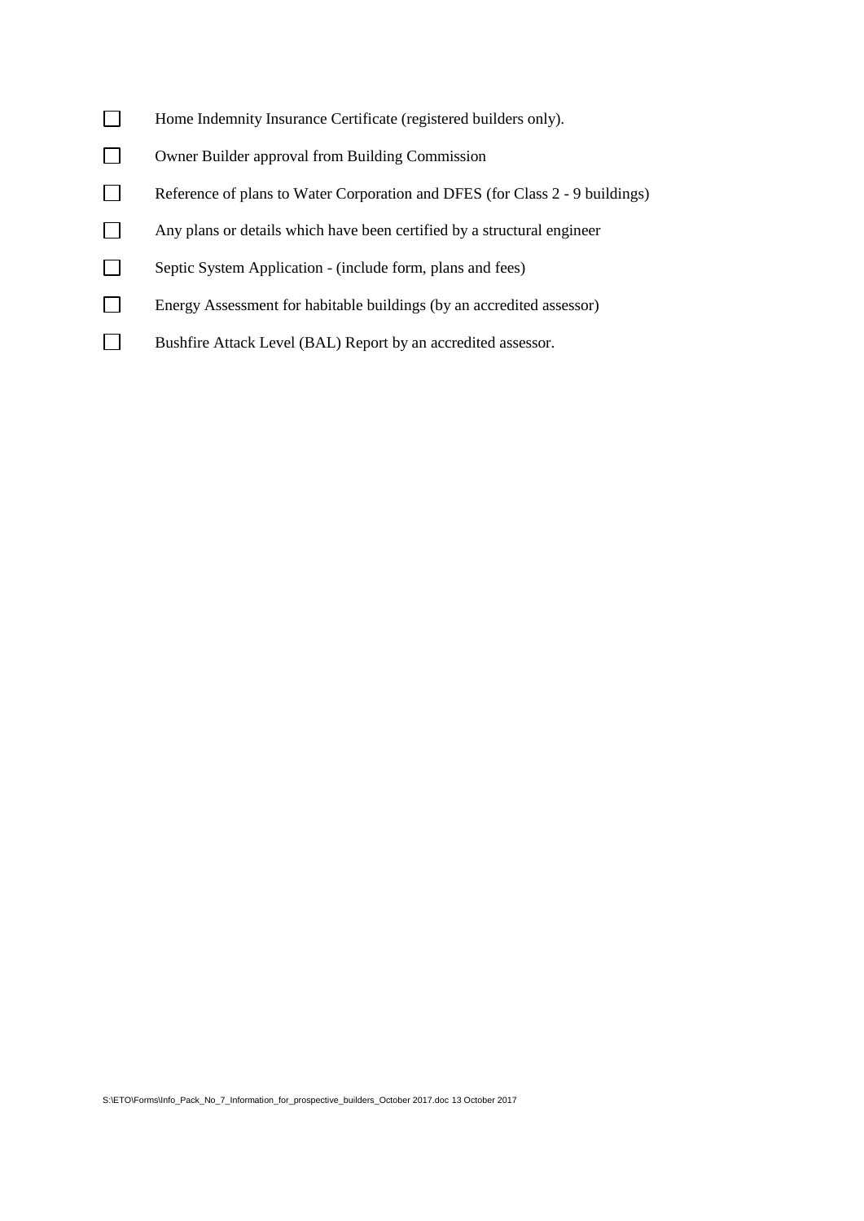- [ ] Home Indemnity Insurance Certificate (registered builders only).
- [ ] Owner Builder approval from Building Commission
- [ ] Reference of plans to Water Corporation and DFES (for Class 2 - 9 buildings)
- [ ] Any plans or details which have been certified by a structural engineer
- [ ] Septic System Application - (include form, plans and fees)
- [ ] Energy Assessment for habitable buildings (by an accredited assessor)
- [ ] Bushfire Attack Level (BAL) Report by an accredited assessor.